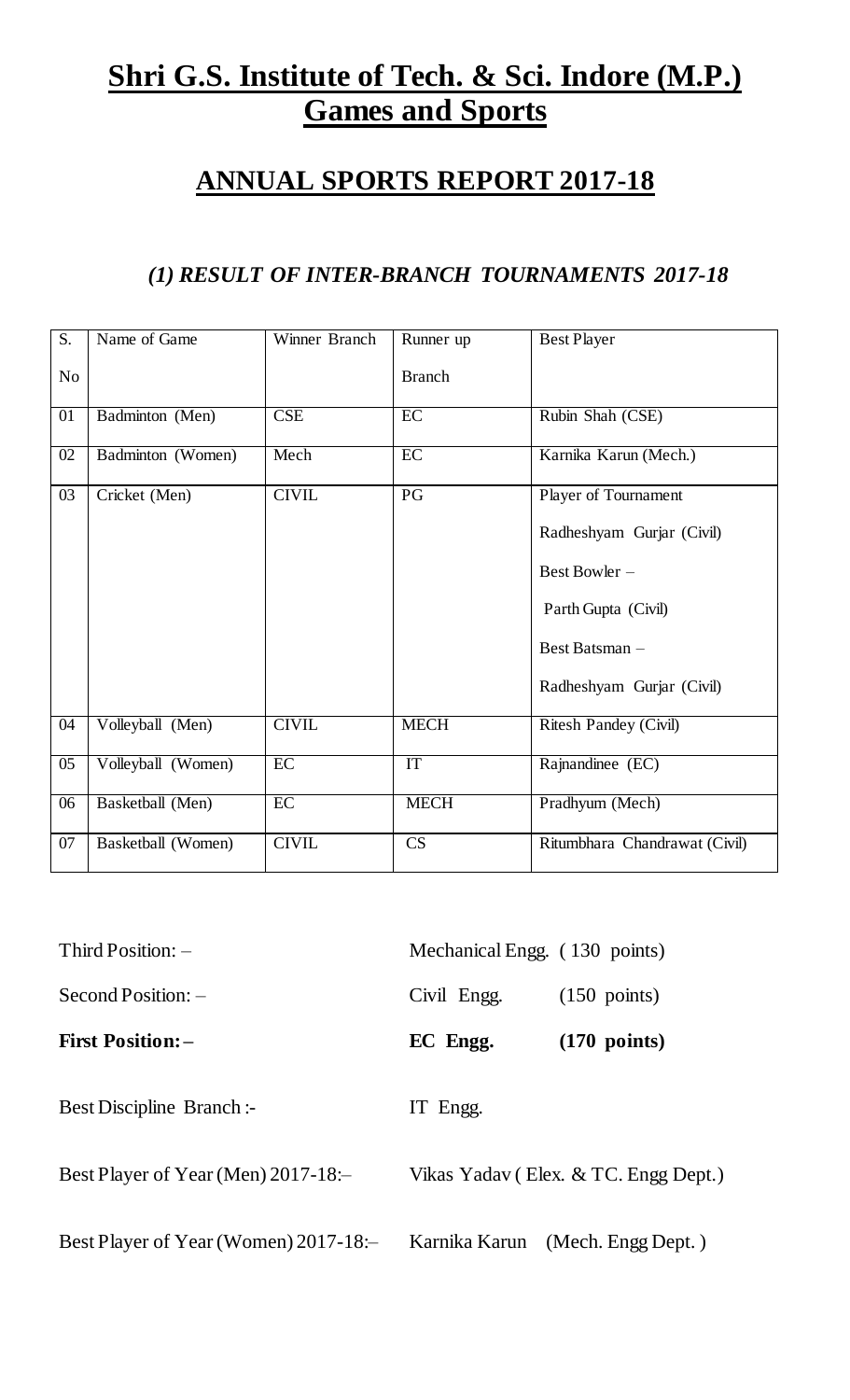# Shri G.S. Institute of Tech. & Sci. Indore (M.P.)
# Games and Sports

## ANNUAL SPORTS REPORT 2017-18

### *(1) RESULT OF INTER-BRANCH TOURNAMENTS 2017-18*

| S. No | Name of Game | Winner Branch | Runner up Branch | Best Player |
|---|---|---|---|---|
| 01 | Badminton (Men) | CSE | EC | Rubin Shah (CSE) |
| 02 | Badminton (Women) | Mech | EC | Karnika Karun (Mech.) |
| 03 | Cricket (Men) | CIVIL | PG | Player of Tournament<br>Radheshyam Gurjar (Civil)<br>Best Bowler –<br>Parth Gupta (Civil)<br>Best Batsman –<br>Radheshyam Gurjar (Civil) |
| 04 | Volleyball (Men) | CIVIL | MECH | Ritesh Pandey (Civil) |
| 05 | Volleyball (Women) | EC | IT | Rajnandinee (EC) |
| 06 | Basketball (Men) | EC | MECH | Pradhyum (Mech) |
| 07 | Basketball (Women) | CIVIL | CS | Ritumbhara Chandrawat (Civil) |

Third Position: – Mechanical Engg. (130 points)

Second Position: – Civil Engg. (150 points)

**First Position: – EC Engg. (170 points)**

Best Discipline Branch :- IT Engg.

Best Player of Year (Men) 2017-18:– Vikas Yadav ( Elex. & TC. Engg Dept.)

Best Player of Year (Women) 2017-18:– Karnika Karun (Mech. Engg Dept. )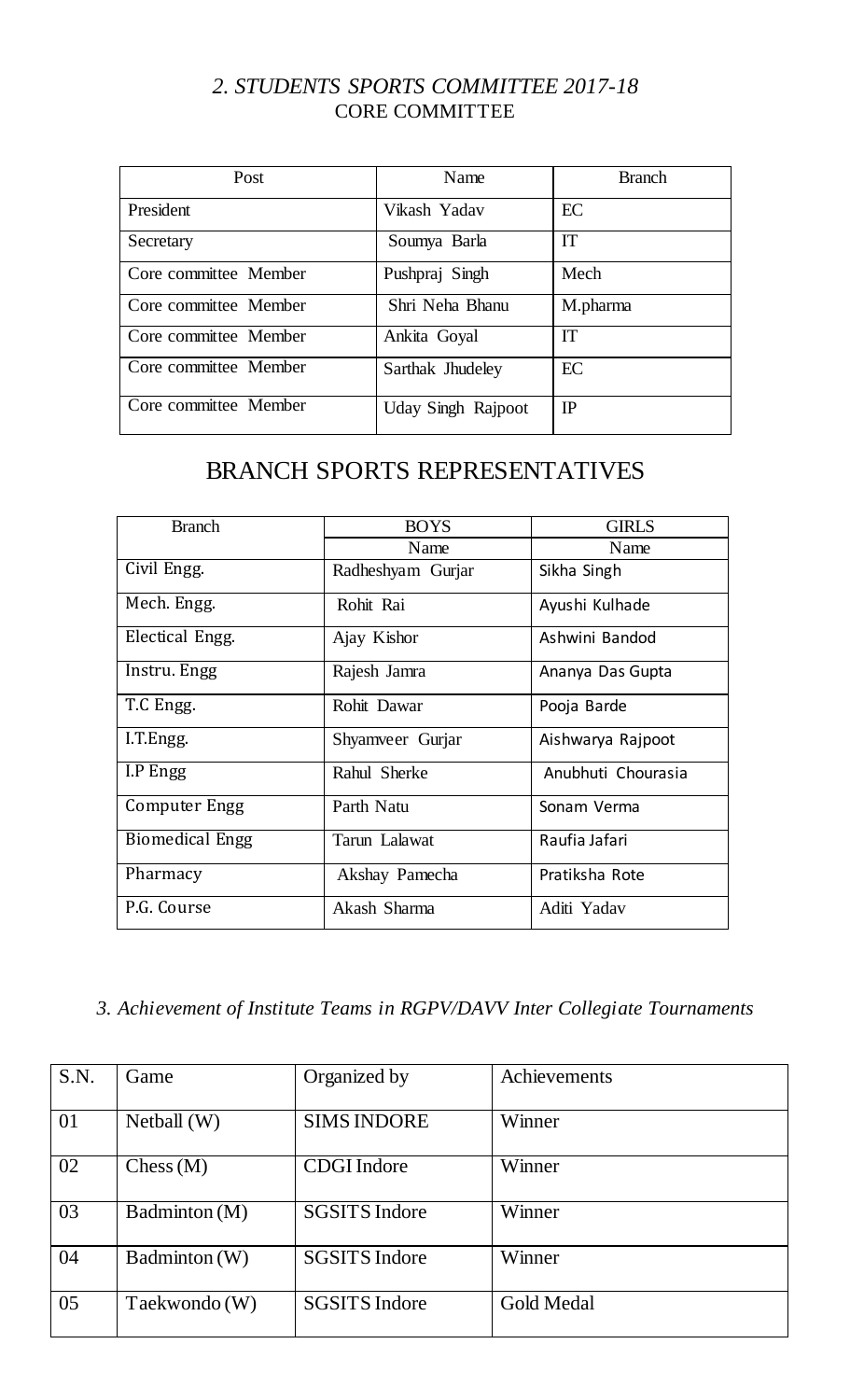## *2. STUDENTS SPORTS COMMITTEE 2017-18*

### CORE COMMITTEE

| Post | Name | Branch |
|---|---|---|
| President | Vikash Yadav | EC |
| Secretary | Soumya Barla | IT |
| Core committee Member | Pushpraj Singh | Mech |
| Core committee Member | Shri Neha Bhanu | M.pharma |
| Core committee Member | Ankita Goyal | IT |
| Core committee Member | Sarthak Jhudeley | EC |
| Core committee Member | Uday Singh Rajpoot | IP |

## BRANCH SPORTS REPRESENTATIVES

| Branch | BOYS | GIRLS |
|---|---|---|
| | Name | Name |
| Civil Engg. | Radheshyam Gurjar | Sikha Singh |
| Mech. Engg. | Rohit Rai | Ayushi Kulhade |
| Electical Engg. | Ajay Kishor | Ashwini Bandod |
| Instru. Engg | Rajesh Jamra | Ananya Das Gupta |
| T.C Engg. | Rohit Dawar | Pooja Barde |
| I.T.Engg. | Shyamveer Gurjar | Aishwarya Rajpoot |
| I.P Engg | Rahul Sherke | Anubhuti Chourasia |
| Computer Engg | Parth Natu | Sonam Verma |
| Biomedical Engg | Tarun Lalawat | Raufia Jafari |
| Pharmacy | Akshay Pamecha | Pratiksha Rote |
| P.G. Course | Akash Sharma | Aditi Yadav |

### *3. Achievement of Institute Teams in RGPV/DAVV Inter Collegiate Tournaments*

| S.N. | Game | Organized by | Achievements |
|---|---|---|---|
| 01 | Netball (W) | SIMS INDORE | Winner |
| 02 | Chess (M) | CDGI Indore | Winner |
| 03 | Badminton (M) | SGSITS Indore | Winner |
| 04 | Badminton (W) | SGSITS Indore | Winner |
| 05 | Taekwondo (W) | SGSITS Indore | Gold Medal |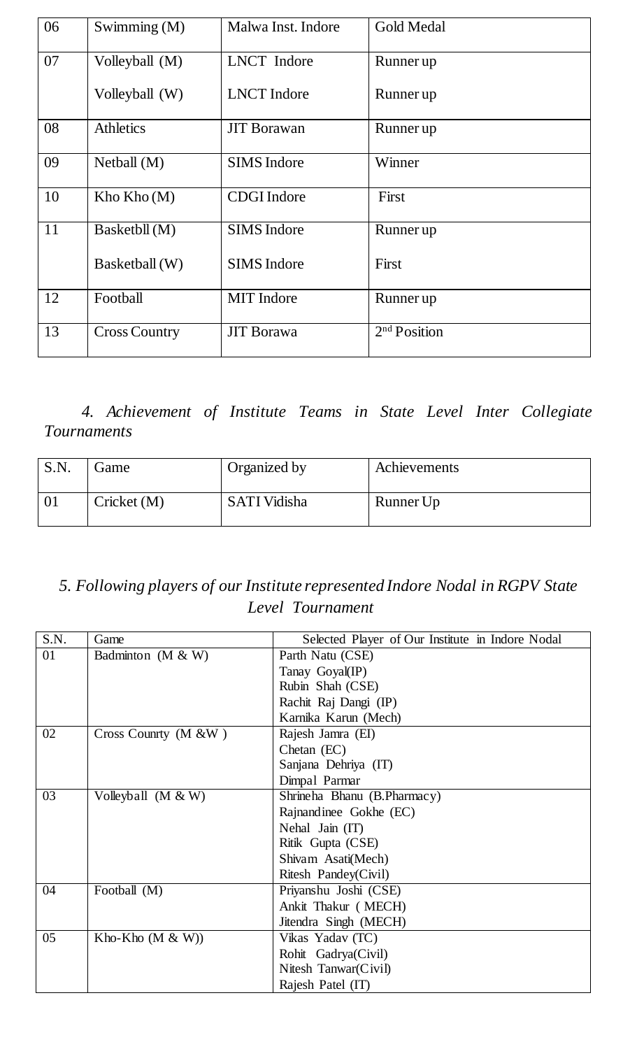| 06 | Swimming (M) | Malwa Inst. Indore | Gold Medal |
|---|---|---|---|
| 07 | Volleyball (M)<br>Volleyball (W) | LNCT Indore<br>LNCT Indore | Runner up<br>Runner up |
| 08 | Athletics | JIT Borawan | Runner up |
| 09 | Netball (M) | SIMS Indore | Winner |
| 10 | Kho Kho (M) | CDGI Indore | First |
| 11 | Basketbll (M)<br>Basketball (W) | SIMS Indore<br>SIMS Indore | Runner up<br>First |
| 12 | Football | MIT Indore | Runner up |
| 13 | Cross Country | JIT Borawa | 2nd Position |

*4. Achievement of Institute Teams in State Level Inter Collegiate Tournaments*

| S.N. | Game | Organized by | Achievements |
|---|---|---|---|
| 01 | Cricket (M) | SATI Vidisha | Runner Up |

*5. Following players of our Institute represented Indore Nodal in RGPV State Level Tournament*

| S.N. | Game | Selected Player of Our Institute in Indore Nodal |
|---|---|---|
| 01 | Badminton (M & W) | Parth Natu (CSE)<br>Tanay Goyal(IP)<br>Rubin Shah (CSE)<br>Rachit Raj Dangi (IP)<br>Karnika Karun (Mech) |
| 02 | Cross Counrty (M &W ) | Rajesh Jamra (EI)<br>Chetan (EC)<br>Sanjana Dehriya (IT)<br>Dimpal Parmar |
| 03 | Volleyball (M & W) | Shrineha Bhanu (B.Pharmacy)<br>Rajnandinee Gokhe (EC)<br>Nehal Jain (IT)<br>Ritik Gupta (CSE)<br>Shivam Asati(Mech)<br>Ritesh Pandey(Civil) |
| 04 | Football (M) | Priyanshu Joshi (CSE)<br>Ankit Thakur ( MECH)<br>Jitendra Singh (MECH) |
| 05 | Kho-Kho (M & W)) | Vikas Yadav (TC)<br>Rohit Gadrya(Civil)<br>Nitesh Tanwar(Civil)<br>Rajesh Patel (IT) |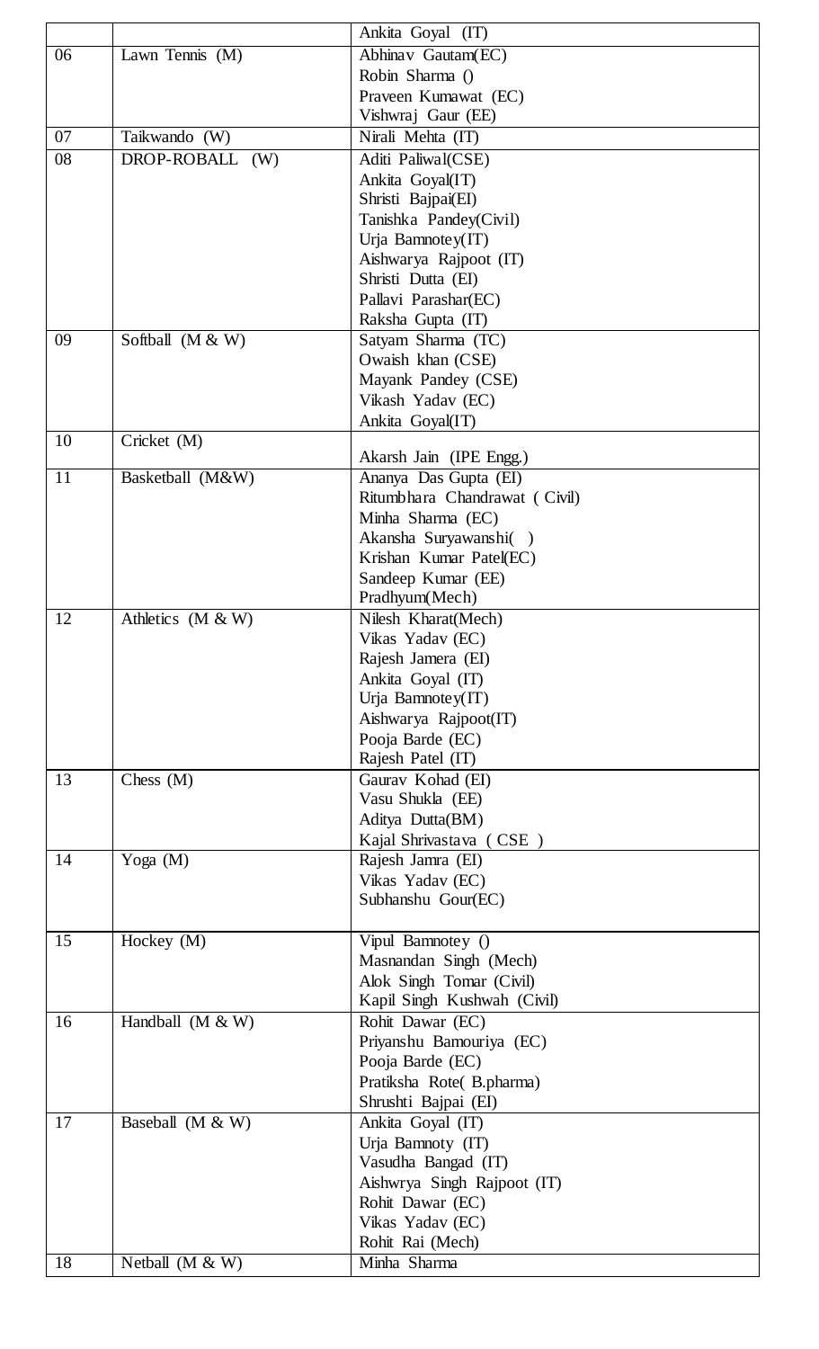| | | |
|---|---|---|
| | | Ankita Goyal (IT) |
| 06 | Lawn Tennis (M) | Abhinav Gautam(EC)<br>Robin Sharma ()<br>Praveen Kumawat (EC)<br>Vishwraj Gaur (EE) |
| 07 | Taikwando (W) | Nirali Mehta (IT) |
| 08 | DROP-ROBALL (W) | Aditi Paliwal(CSE)<br>Ankita Goyal(IT)<br>Shristi Bajpai(EI)<br>Tanishka Pandey(Civil)<br>Urja Bamnotey(IT)<br>Aishwarya Rajpoot (IT)<br>Shristi Dutta (EI)<br>Pallavi Parashar(EC)<br>Raksha Gupta (IT) |
| 09 | Softball (M & W) | Satyam Sharma (TC)<br>Owaish khan (CSE)<br>Mayank Pandey (CSE)<br>Vikash Yadav (EC)<br>Ankita Goyal(IT) |
| 10 | Cricket (M) | Akarsh Jain (IPE Engg.) |
| 11 | Basketball (M&W) | Ananya Das Gupta (EI)<br>Ritumbhara Chandrawat ( Civil)<br>Minha Sharma (EC)<br>Akansha Suryawanshi( )<br>Krishan Kumar Patel(EC)<br>Sandeep Kumar (EE)<br>Pradhyum(Mech) |
| 12 | Athletics (M & W) | Nilesh Kharat(Mech)<br>Vikas Yadav (EC)<br>Rajesh Jamera (EI)<br>Ankita Goyal (IT)<br>Urja Bamnotey(IT)<br>Aishwarya Rajpoot(IT)<br>Pooja Barde (EC)<br>Rajesh Patel (IT) |
| 13 | Chess (M) | Gaurav Kohad (EI)<br>Vasu Shukla (EE)<br>Aditya Dutta(BM)<br>Kajal Shrivastava ( CSE ) |
| 14 | Yoga (M) | Rajesh Jamra (EI)<br>Vikas Yadav (EC)<br>Subhanshu Gour(EC) |
| 15 | Hockey (M) | Vipul Bamnotey ()<br>Masnandan Singh (Mech)<br>Alok Singh Tomar (Civil)<br>Kapil Singh Kushwah (Civil) |
| 16 | Handball (M & W) | Rohit Dawar (EC)<br>Priyanshu Bamouriya (EC)<br>Pooja Barde (EC)<br>Pratiksha Rote( B.pharma)<br>Shrushti Bajpai (EI) |
| 17 | Baseball (M & W) | Ankita Goyal (IT)<br>Urja Bamnoty (IT)<br>Vasudha Bangad (IT)<br>Aishwrya Singh Rajpoot (IT)<br>Rohit Dawar (EC)<br>Vikas Yadav (EC)<br>Rohit Rai (Mech) |
| 18 | Netball (M & W) | Minha Sharma |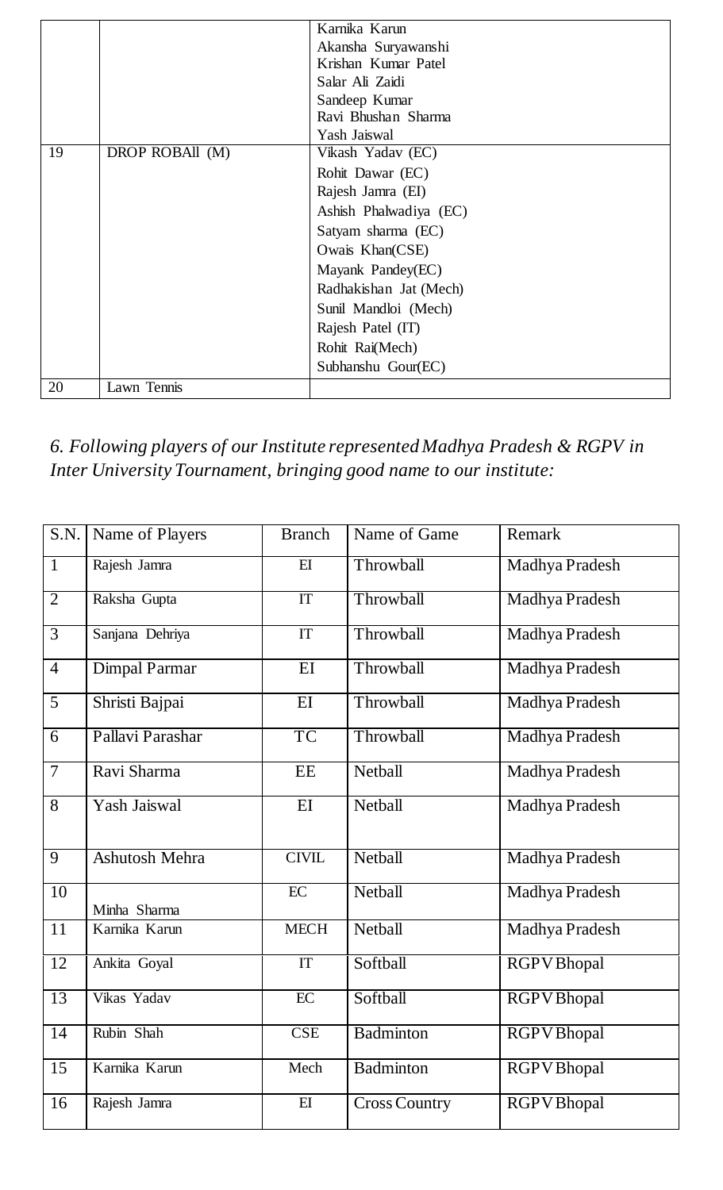|  |  |  |
|---|---|---|
|  |  | Karnika Karun<br>Akansha Suryawanshi<br>Krishan Kumar Patel<br>Salar Ali Zaidi<br>Sandeep Kumar<br>Ravi Bhushan Sharma<br>Yash Jaiswal |
| 19 | DROP ROBAll (M) | Vikash Yadav (EC)<br>Rohit Dawar (EC)<br>Rajesh Jamra (EI)<br>Ashish Phalwadiya (EC)<br>Satyam sharma (EC)<br>Owais Khan(CSE)<br>Mayank Pandey(EC)<br>Radhakishan Jat (Mech)<br>Sunil Mandloi (Mech)<br>Rajesh Patel (IT)<br>Rohit Rai(Mech)<br>Subhanshu Gour(EC) |
| 20 | Lawn Tennis |  |

*6. Following players of our Institute represented Madhya Pradesh & RGPV in Inter University Tournament, bringing good name to our institute:*

| S.N. | Name of Players | Branch | Name of Game | Remark |
|---|---|---|---|---|
| 1 | Rajesh Jamra | EI | Throwball | Madhya Pradesh |
| 2 | Raksha Gupta | IT | Throwball | Madhya Pradesh |
| 3 | Sanjana Dehriya | IT | Throwball | Madhya Pradesh |
| 4 | Dimpal Parmar | EI | Throwball | Madhya Pradesh |
| 5 | Shristi Bajpai | EI | Throwball | Madhya Pradesh |
| 6 | Pallavi Parashar | TC | Throwball | Madhya Pradesh |
| 7 | Ravi Sharma | EE | Netball | Madhya Pradesh |
| 8 | Yash Jaiswal | EI | Netball | Madhya Pradesh |
| 9 | Ashutosh Mehra | CIVIL | Netball | Madhya Pradesh |
| 10 | Minha Sharma | EC | Netball | Madhya Pradesh |
| 11 | Karnika Karun | MECH | Netball | Madhya Pradesh |
| 12 | Ankita Goyal | IT | Softball | RGPV Bhopal |
| 13 | Vikas Yadav | EC | Softball | RGPV Bhopal |
| 14 | Rubin Shah | CSE | Badminton | RGPV Bhopal |
| 15 | Karnika Karun | Mech | Badminton | RGPV Bhopal |
| 16 | Rajesh Jamra | EI | Cross Country | RGPV Bhopal |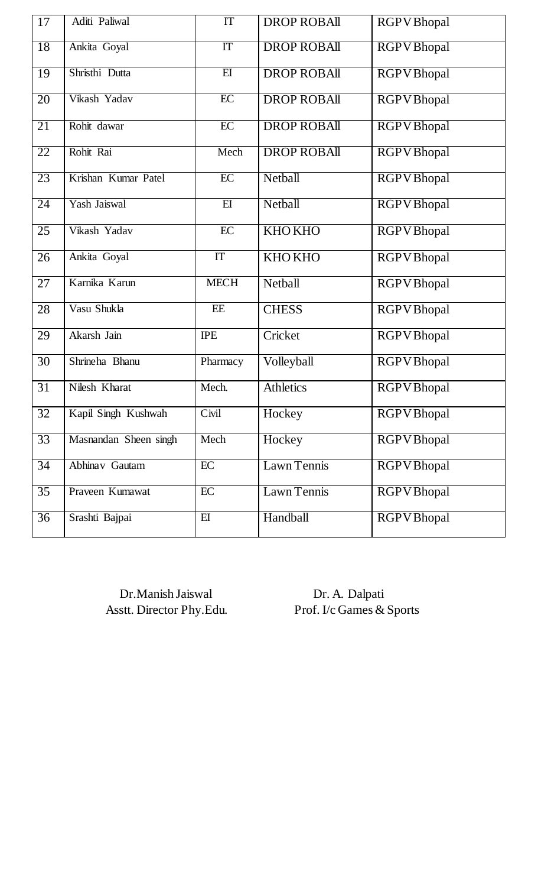| | | | | |
|---|---|---|---|---|
| 17 | Aditi Paliwal | IT | DROP ROBAll | RGPV Bhopal |
| 18 | Ankita Goyal | IT | DROP ROBAll | RGPV Bhopal |
| 19 | Shristhi Dutta | EI | DROP ROBAll | RGPV Bhopal |
| 20 | Vikash Yadav | EC | DROP ROBAll | RGPV Bhopal |
| 21 | Rohit dawar | EC | DROP ROBAll | RGPV Bhopal |
| 22 | Rohit Rai | Mech | DROP ROBAll | RGPV Bhopal |
| 23 | Krishan Kumar Patel | EC | Netball | RGPV Bhopal |
| 24 | Yash Jaiswal | EI | Netball | RGPV Bhopal |
| 25 | Vikash Yadav | EC | KHO KHO | RGPV Bhopal |
| 26 | Ankita Goyal | IT | KHO KHO | RGPV Bhopal |
| 27 | Karnika Karun | MECH | Netball | RGPV Bhopal |
| 28 | Vasu Shukla | EE | CHESS | RGPV Bhopal |
| 29 | Akarsh Jain | IPE | Cricket | RGPV Bhopal |
| 30 | Shrineha Bhanu | Pharmacy | Volleyball | RGPV Bhopal |
| 31 | Nilesh Kharat | Mech. | Athletics | RGPV Bhopal |
| 32 | Kapil Singh Kushwah | Civil | Hockey | RGPV Bhopal |
| 33 | Masnandan Sheen singh | Mech | Hockey | RGPV Bhopal |
| 34 | Abhinav Gautam | EC | Lawn Tennis | RGPV Bhopal |
| 35 | Praveen Kumawat | EC | Lawn Tennis | RGPV Bhopal |
| 36 | Srashti Bajpai | EI | Handball | RGPV Bhopal |

Dr. Manish Jaiswal
Asstt. Director Phy.Edu.

Dr. A. Dalpati
Prof. I/c Games & Sports